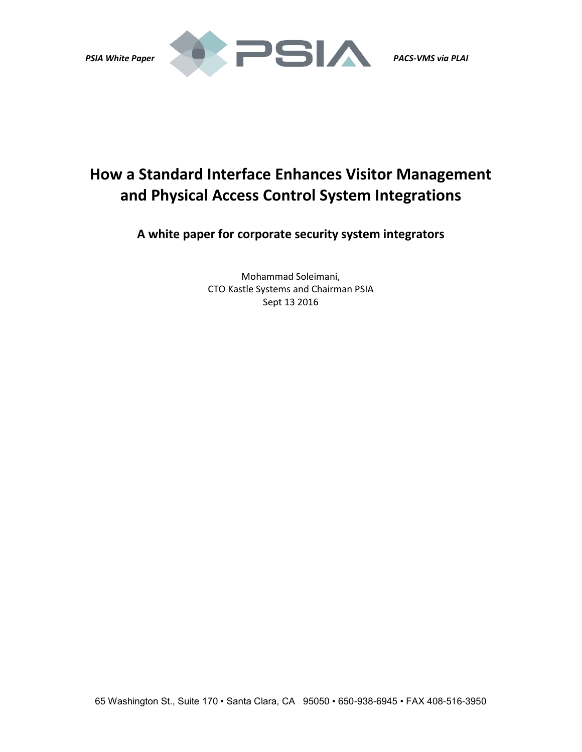*PSIA White Paper* *PACS-VMS via PLAI*

# How a Standard Interface Enhances Visitor Management and Physical Access Control System Integrations

## A white paper for corporate security system integrators

Mohammad Soleimani,
CTO Kastle Systems and Chairman PSIA
Sept 13 2016

65 Washington St., Suite 170 • Santa Clara, CA 95050 • 650-938-6945 • FAX 408-516-3950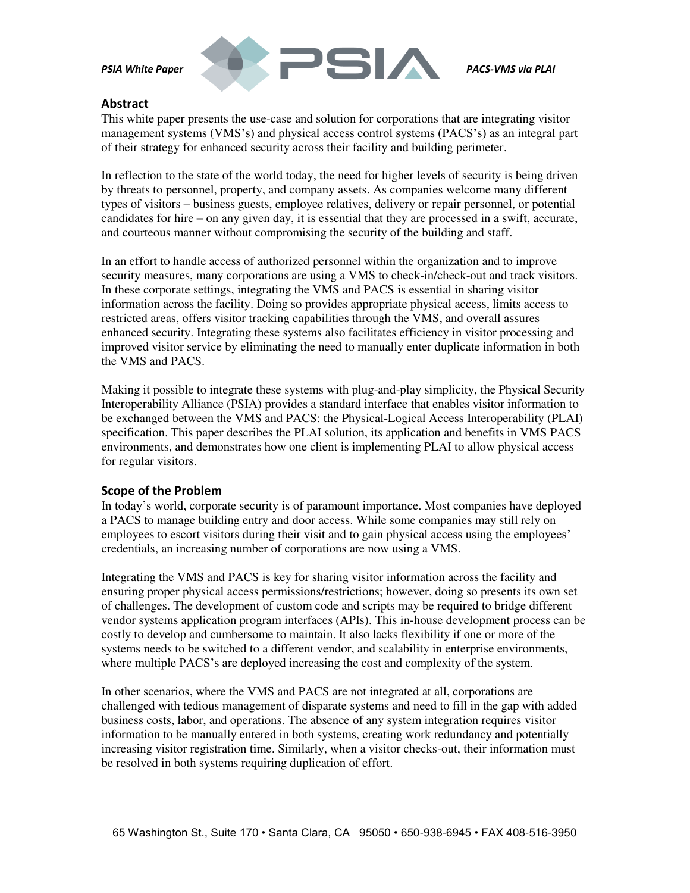## Abstract

This white paper presents the use-case and solution for corporations that are integrating visitor management systems (VMS's) and physical access control systems (PACS's) as an integral part of their strategy for enhanced security across their facility and building perimeter.

In reflection to the state of the world today, the need for higher levels of security is being driven by threats to personnel, property, and company assets. As companies welcome many different types of visitors – business guests, employee relatives, delivery or repair personnel, or potential candidates for hire – on any given day, it is essential that they are processed in a swift, accurate, and courteous manner without compromising the security of the building and staff.

In an effort to handle access of authorized personnel within the organization and to improve security measures, many corporations are using a VMS to check-in/check-out and track visitors. In these corporate settings, integrating the VMS and PACS is essential in sharing visitor information across the facility. Doing so provides appropriate physical access, limits access to restricted areas, offers visitor tracking capabilities through the VMS, and overall assures enhanced security. Integrating these systems also facilitates efficiency in visitor processing and improved visitor service by eliminating the need to manually enter duplicate information in both the VMS and PACS.

Making it possible to integrate these systems with plug-and-play simplicity, the Physical Security Interoperability Alliance (PSIA) provides a standard interface that enables visitor information to be exchanged between the VMS and PACS: the Physical-Logical Access Interoperability (PLAI) specification. This paper describes the PLAI solution, its application and benefits in VMS PACS environments, and demonstrates how one client is implementing PLAI to allow physical access for regular visitors.

## Scope of the Problem

In today's world, corporate security is of paramount importance. Most companies have deployed a PACS to manage building entry and door access. While some companies may still rely on employees to escort visitors during their visit and to gain physical access using the employees' credentials, an increasing number of corporations are now using a VMS.

Integrating the VMS and PACS is key for sharing visitor information across the facility and ensuring proper physical access permissions/restrictions; however, doing so presents its own set of challenges. The development of custom code and scripts may be required to bridge different vendor systems application program interfaces (APIs). This in-house development process can be costly to develop and cumbersome to maintain. It also lacks flexibility if one or more of the systems needs to be switched to a different vendor, and scalability in enterprise environments, where multiple PACS's are deployed increasing the cost and complexity of the system.

In other scenarios, where the VMS and PACS are not integrated at all, corporations are challenged with tedious management of disparate systems and need to fill in the gap with added business costs, labor, and operations. The absence of any system integration requires visitor information to be manually entered in both systems, creating work redundancy and potentially increasing visitor registration time. Similarly, when a visitor checks-out, their information must be resolved in both systems requiring duplication of effort.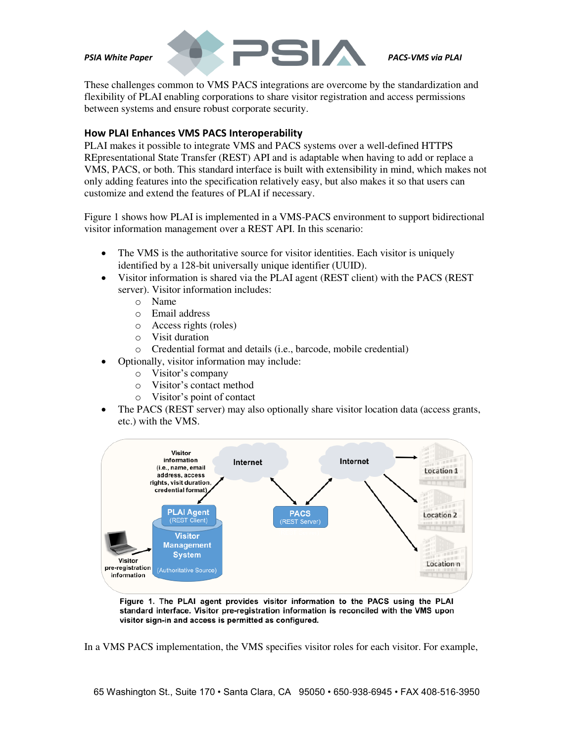These challenges common to VMS PACS integrations are overcome by the standardization and flexibility of PLAI enabling corporations to share visitor registration and access permissions between systems and ensure robust corporate security.

## How PLAI Enhances VMS PACS Interoperability

PLAI makes it possible to integrate VMS and PACS systems over a well-defined HTTPS REpresentational State Transfer (REST) API and is adaptable when having to add or replace a VMS, PACS, or both. This standard interface is built with extensibility in mind, which makes not only adding features into the specification relatively easy, but also makes it so that users can customize and extend the features of PLAI if necessary.

Figure 1 shows how PLAI is implemented in a VMS-PACS environment to support bidirectional visitor information management over a REST API. In this scenario:

- The VMS is the authoritative source for visitor identities. Each visitor is uniquely identified by a 128-bit universally unique identifier (UUID).
- Visitor information is shared via the PLAI agent (REST client) with the PACS (REST server). Visitor information includes:
  - Name
  - Email address
  - Access rights (roles)
  - Visit duration
  - Credential format and details (i.e., barcode, mobile credential)
- Optionally, visitor information may include:
  - Visitor's company
  - Visitor's contact method
  - Visitor's point of contact
- The PACS (REST server) may also optionally share visitor location data (access grants, etc.) with the VMS.

**Figure 1. The PLAI agent provides visitor information to the PACS using the PLAI standard interface. Visitor pre-registration information is reconciled with the VMS upon visitor sign-in and access is permitted as configured.**

In a VMS PACS implementation, the VMS specifies visitor roles for each visitor. For example,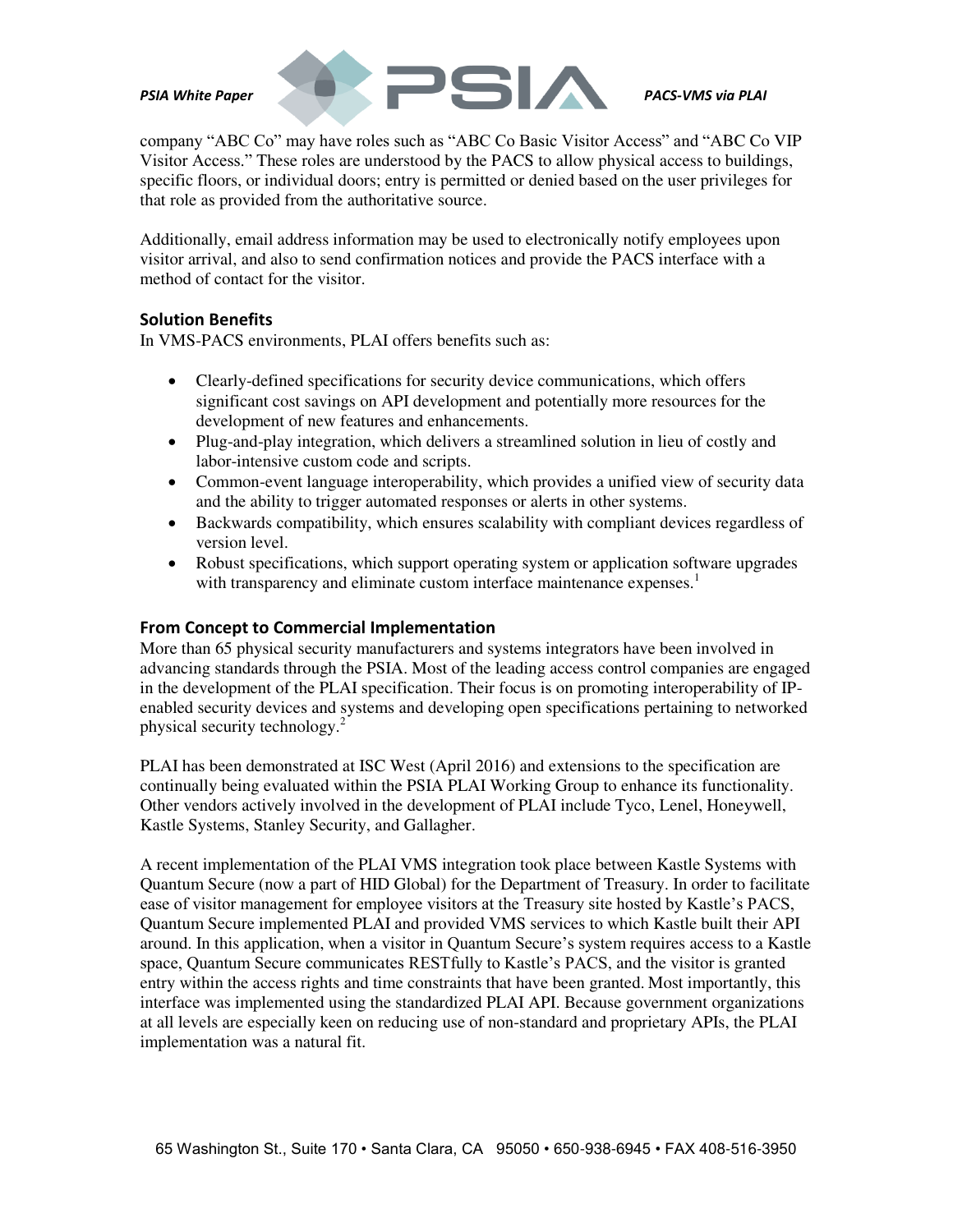company "ABC Co" may have roles such as "ABC Co Basic Visitor Access" and "ABC Co VIP Visitor Access." These roles are understood by the PACS to allow physical access to buildings, specific floors, or individual doors; entry is permitted or denied based on the user privileges for that role as provided from the authoritative source.

Additionally, email address information may be used to electronically notify employees upon visitor arrival, and also to send confirmation notices and provide the PACS interface with a method of contact for the visitor.

### Solution Benefits

In VMS-PACS environments, PLAI offers benefits such as:

- Clearly-defined specifications for security device communications, which offers significant cost savings on API development and potentially more resources for the development of new features and enhancements.
- Plug-and-play integration, which delivers a streamlined solution in lieu of costly and labor-intensive custom code and scripts.
- Common-event language interoperability, which provides a unified view of security data and the ability to trigger automated responses or alerts in other systems.
- Backwards compatibility, which ensures scalability with compliant devices regardless of version level.
- Robust specifications, which support operating system or application software upgrades with transparency and eliminate custom interface maintenance expenses.[1]

### From Concept to Commercial Implementation

More than 65 physical security manufacturers and systems integrators have been involved in advancing standards through the PSIA. Most of the leading access control companies are engaged in the development of the PLAI specification. Their focus is on promoting interoperability of IP-enabled security devices and systems and developing open specifications pertaining to networked physical security technology.[2]

PLAI has been demonstrated at ISC West (April 2016) and extensions to the specification are continually being evaluated within the PSIA PLAI Working Group to enhance its functionality. Other vendors actively involved in the development of PLAI include Tyco, Lenel, Honeywell, Kastle Systems, Stanley Security, and Gallagher.

A recent implementation of the PLAI VMS integration took place between Kastle Systems with Quantum Secure (now a part of HID Global) for the Department of Treasury. In order to facilitate ease of visitor management for employee visitors at the Treasury site hosted by Kastle's PACS, Quantum Secure implemented PLAI and provided VMS services to which Kastle built their API around. In this application, when a visitor in Quantum Secure's system requires access to a Kastle space, Quantum Secure communicates RESTfully to Kastle's PACS, and the visitor is granted entry within the access rights and time constraints that have been granted. Most importantly, this interface was implemented using the standardized PLAI API. Because government organizations at all levels are especially keen on reducing use of non-standard and proprietary APIs, the PLAI implementation was a natural fit.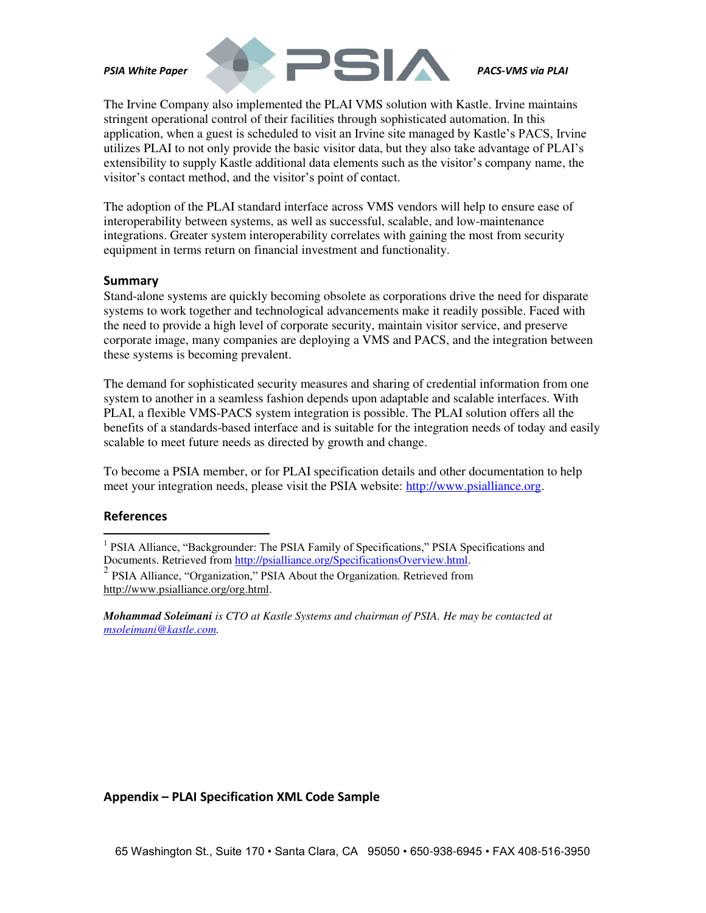The Irvine Company also implemented the PLAI VMS solution with Kastle. Irvine maintains stringent operational control of their facilities through sophisticated automation. In this application, when a guest is scheduled to visit an Irvine site managed by Kastle's PACS, Irvine utilizes PLAI to not only provide the basic visitor data, but they also take advantage of PLAI's extensibility to supply Kastle additional data elements such as the visitor's company name, the visitor's contact method, and the visitor's point of contact.

The adoption of the PLAI standard interface across VMS vendors will help to ensure ease of interoperability between systems, as well as successful, scalable, and low-maintenance integrations. Greater system interoperability correlates with gaining the most from security equipment in terms return on financial investment and functionality.

## Summary

Stand-alone systems are quickly becoming obsolete as corporations drive the need for disparate systems to work together and technological advancements make it readily possible. Faced with the need to provide a high level of corporate security, maintain visitor service, and preserve corporate image, many companies are deploying a VMS and PACS, and the integration between these systems is becoming prevalent.

The demand for sophisticated security measures and sharing of credential information from one system to another in a seamless fashion depends upon adaptable and scalable interfaces. With PLAI, a flexible VMS-PACS system integration is possible. The PLAI solution offers all the benefits of a standards-based interface and is suitable for the integration needs of today and easily scalable to meet future needs as directed by growth and change.

To become a PSIA member, or for PLAI specification details and other documentation to help meet your integration needs, please visit the PSIA website: http://www.psialliance.org.

## References

[1] PSIA Alliance, "Backgrounder: The PSIA Family of Specifications," PSIA Specifications and Documents. Retrieved from http://psialliance.org/SpecificationsOverview.html.

[2] PSIA Alliance, "Organization," PSIA About the Organization. Retrieved from http://www.psialliance.org/org.html.

***Mohammad Soleimani*** *is CTO at Kastle Systems and chairman of PSIA. He may be contacted at msoleimani@kastle.com.*

## Appendix – PLAI Specification XML Code Sample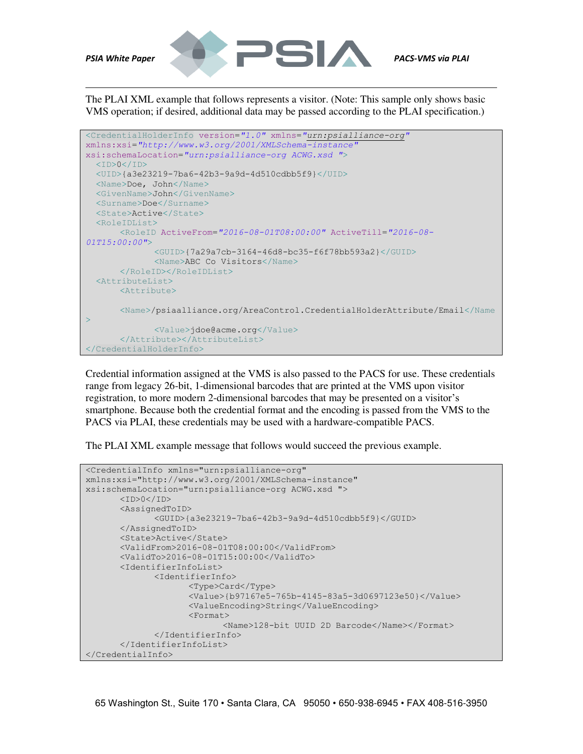The PLAI XML example that follows represents a visitor. (Note: This sample only shows basic VMS operation; if desired, additional data may be passed according to the PLAI specification.)

```
<CredentialHolderInfo version="1.0" xmlns="urn:psialliance-org"
xmlns:xsi="http://www.w3.org/2001/XMLSchema-instance"
xsi:schemaLocation="urn:psialliance-org ACWG.xsd ">
  <ID>0</ID>
  <UID>{a3e23219-7ba6-42b3-9a9d-4d510cdbb5f9}</UID>
  <Name>Doe, John</Name>
  <GivenName>John</GivenName>
  <Surname>Doe</Surname>
  <State>Active</State>
  <RoleIDList>
       <RoleID ActiveFrom="2016-08-01T08:00:00" ActiveTill="2016-08-
01T15:00:00">
              <GUID>{7a29a7cb-3164-46d8-bc35-f6f78bb593a2}</GUID>
              <Name>ABC Co Visitors</Name>
       </RoleID></RoleIDList>
  <AttributeList>
       <Attribute>

       <Name>/psiaalliance.org/AreaControl.CredentialHolderAttribute/Email</Name
>
              <Value>jdoe@acme.org</Value>
       </Attribute></AttributeList>
</CredentialHolderInfo>
```

Credential information assigned at the VMS is also passed to the PACS for use. These credentials range from legacy 26-bit, 1-dimensional barcodes that are printed at the VMS upon visitor registration, to more modern 2-dimensional barcodes that may be presented on a visitor's smartphone. Because both the credential format and the encoding is passed from the VMS to the PACS via PLAI, these credentials may be used with a hardware-compatible PACS.

The PLAI XML example message that follows would succeed the previous example.

```
<CredentialInfo xmlns="urn:psialliance-org"
xmlns:xsi="http://www.w3.org/2001/XMLSchema-instance"
xsi:schemaLocation="urn:psialliance-org ACWG.xsd ">
       <ID>0</ID>
       <AssignedToID>
              <GUID>{a3e23219-7ba6-42b3-9a9d-4d510cdbb5f9}</GUID>
       </AssignedToID>
       <State>Active</State>
       <ValidFrom>2016-08-01T08:00:00</ValidFrom>
       <ValidTo>2016-08-01T15:00:00</ValidTo>
       <IdentifierInfoList>
              <IdentifierInfo>
                     <Type>Card</Type>
                     <Value>{b97167e5-765b-4145-83a5-3d0697123e50}</Value>
                     <ValueEncoding>String</ValueEncoding>
                     <Format>
                            <Name>128-bit UUID 2D Barcode</Name></Format>
              </IdentifierInfo>
       </IdentifierInfoList>
</CredentialInfo>
```